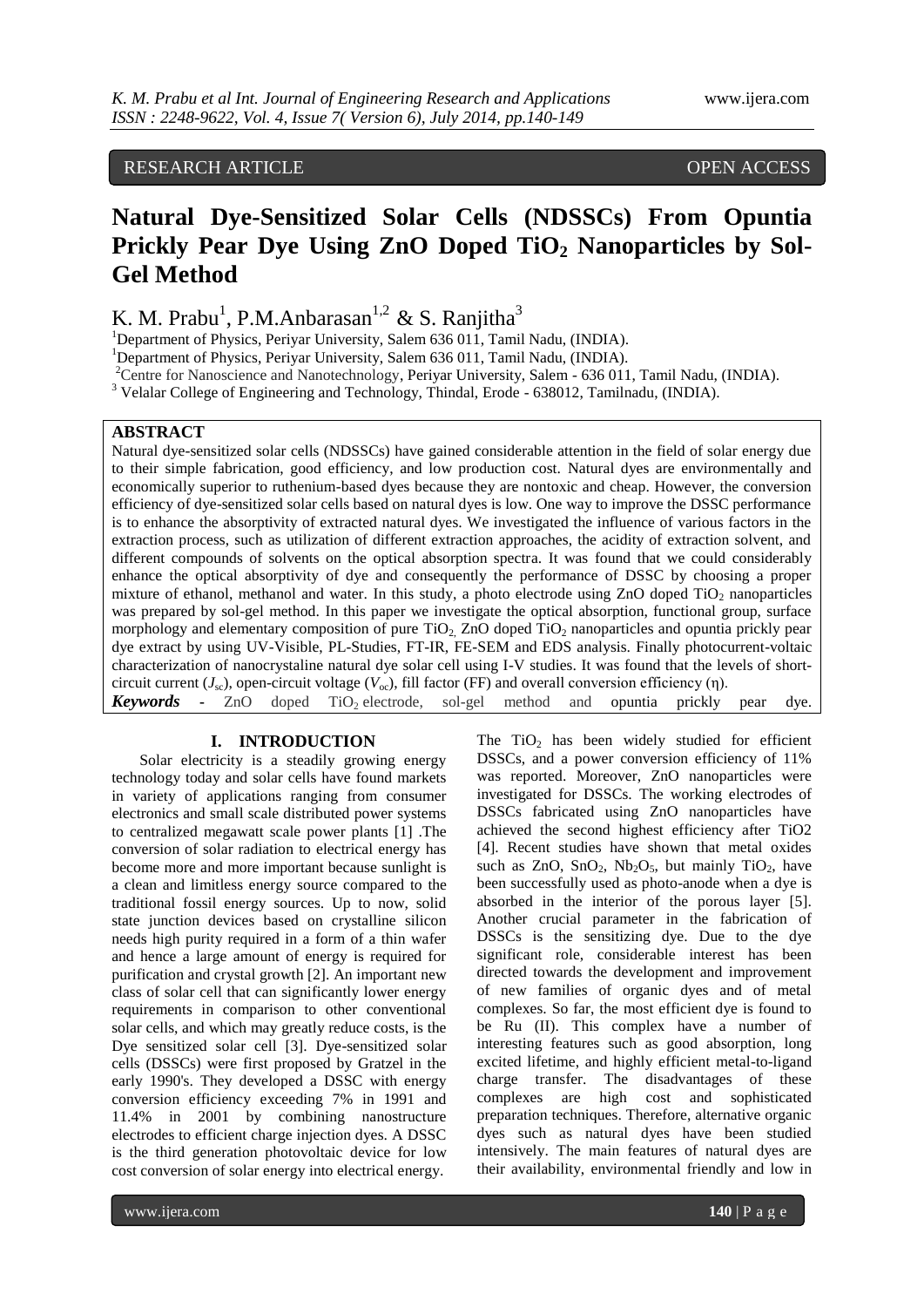RESEARCH ARTICLE OPEN ACCESS

# Natural Dye-Sensitized Solar Cells (NDSSCs) From Opuntia Prickly Pear Dye Using ZnO Doped $TiO_2$ Nanoparticles by Sol-Gel Method

K. M. Prabu[1], P.M.Anbarasan[1,2] & S. Ranjitha[3]

[1]Department of Physics, Periyar University, Salem 636 011, Tamil Nadu, (INDIA).

[1]Department of Physics, Periyar University, Salem 636 011, Tamil Nadu, (INDIA).

[2]Centre for Nanoscience and Nanotechnology, Periyar University, Salem - 636 011, Tamil Nadu, (INDIA).

[3] Velalar College of Engineering and Technology, Thindal, Erode - 638012, Tamilnadu, (INDIA).

## ABSTRACT

Natural dye-sensitized solar cells (NDSSCs) have gained considerable attention in the field of solar energy due to their simple fabrication, good efficiency, and low production cost. Natural dyes are environmentally and economically superior to ruthenium-based dyes because they are nontoxic and cheap. However, the conversion efficiency of dye-sensitized solar cells based on natural dyes is low. One way to improve the DSSC performance is to enhance the absorptivity of extracted natural dyes. We investigated the influence of various factors in the extraction process, such as utilization of different extraction approaches, the acidity of extraction solvent, and different compounds of solvents on the optical absorption spectra. It was found that we could considerably enhance the optical absorptivity of dye and consequently the performance of DSSC by choosing a proper mixture of ethanol, methanol and water. In this study, a photo electrode using ZnO doped $TiO_2$ nanoparticles was prepared by sol-gel method. In this paper we investigate the optical absorption, functional group, surface morphology and elementary composition of pure $TiO_2$, ZnO doped $TiO_2$ nanoparticles and opuntia prickly pear dye extract by using UV-Visible, PL-Studies, FT-IR, FE-SEM and EDS analysis. Finally photocurrent-voltaic characterization of nanocrystaline natural dye solar cell using I-V studies. It was found that the levels of short-circuit current ($J_{sc}$), open-circuit voltage ($V_{oc}$), fill factor (FF) and overall conversion efficiency (η).

***Keywords*** - ZnO doped $TiO_2$ electrode, sol-gel method and opuntia prickly pear dye.

## I. INTRODUCTION

Solar electricity is a steadily growing energy technology today and solar cells have found markets in variety of applications ranging from consumer electronics and small scale distributed power systems to centralized megawatt scale power plants [1] .The conversion of solar radiation to electrical energy has become more and more important because sunlight is a clean and limitless energy source compared to the traditional fossil energy sources. Up to now, solid state junction devices based on crystalline silicon needs high purity required in a form of a thin wafer and hence a large amount of energy is required for purification and crystal growth [2]. An important new class of solar cell that can significantly lower energy requirements in comparison to other conventional solar cells, and which may greatly reduce costs, is the Dye sensitized solar cell [3]. Dye-sensitized solar cells (DSSCs) were first proposed by Gratzel in the early 1990's. They developed a DSSC with energy conversion efficiency exceeding 7% in 1991 and 11.4% in 2001 by combining nanostructure electrodes to efficient charge injection dyes. A DSSC is the third generation photovoltaic device for low cost conversion of solar energy into electrical energy.

The $TiO_2$ has been widely studied for efficient DSSCs, and a power conversion efficiency of 11% was reported. Moreover, ZnO nanoparticles were investigated for DSSCs. The working electrodes of DSSCs fabricated using ZnO nanoparticles have achieved the second highest efficiency after TiO2 [4]. Recent studies have shown that metal oxides such as ZnO, $SnO_2$, $Nb_2O_5$, but mainly $TiO_2$, have been successfully used as photo-anode when a dye is absorbed in the interior of the porous layer [5]. Another crucial parameter in the fabrication of DSSCs is the sensitizing dye. Due to the dye significant role, considerable interest has been directed towards the development and improvement of new families of organic dyes and of metal complexes. So far, the most efficient dye is found to be Ru (II). This complex have a number of interesting features such as good absorption, long excited lifetime, and highly efficient metal-to-ligand charge transfer. The disadvantages of these complexes are high cost and sophisticated preparation techniques. Therefore, alternative organic dyes such as natural dyes have been studied intensively. The main features of natural dyes are their availability, environmental friendly and low in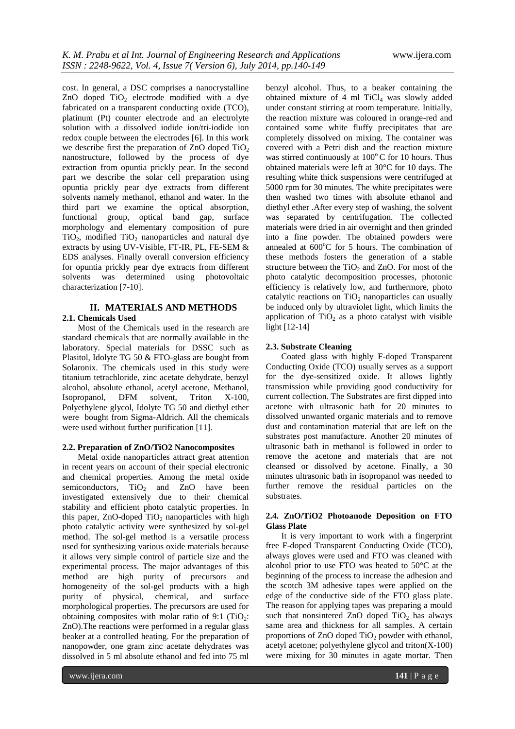cost. In general, a DSC comprises a nanocrystalline ZnO doped $TiO_2$ electrode modified with a dye fabricated on a transparent conducting oxide (TCO), platinum (Pt) counter electrode and an electrolyte solution with a dissolved iodide ion/tri-iodide ion redox couple between the electrodes [6]. In this work we describe first the preparation of ZnO doped $TiO_2$ nanostructure, followed by the process of dye extraction from opuntia prickly pear. In the second part we describe the solar cell preparation using opuntia prickly pear dye extracts from different solvents namely methanol, ethanol and water. In the third part we examine the optical absorption, functional group, optical band gap, surface morphology and elementary composition of pure $TiO_2$, modified $TiO_2$ nanoparticles and natural dye extracts by using UV-Visible, FT-IR, PL, FE-SEM & EDS analyses. Finally overall conversion efficiency for opuntia prickly pear dye extracts from different solvents was determined using photovoltaic characterization [7-10].

## II. MATERIALS AND METHODS

### 2.1. Chemicals Used

Most of the Chemicals used in the research are standard chemicals that are normally available in the laboratory. Special materials for DSSC such as Plasitol, Idolyte TG 50 & FTO-glass are bought from Solaronix. The chemicals used in this study were titanium tetrachloride, zinc acetate dehydrate, benzyl alcohol, absolute ethanol, acetyl acetone, Methanol, Isopropanol, DFM solvent, Triton X-100, Polyethylene glycol, Idolyte TG 50 and diethyl ether were bought from Sigma-Aldrich. All the chemicals were used without further purification [11].

### 2.2. Preparation of ZnO/TiO2 Nanocomposites

Metal oxide nanoparticles attract great attention in recent years on account of their special electronic and chemical properties. Among the metal oxide semiconductors, $TiO_2$ and ZnO have been investigated extensively due to their chemical stability and efficient photo catalytic properties. In this paper, ZnO-doped $TiO_2$ nanoparticles with high photo catalytic activity were synthesized by sol-gel method. The sol-gel method is a versatile process used for synthesizing various oxide materials because it allows very simple control of particle size and the experimental process. The major advantages of this method are high purity of precursors and homogeneity of the sol-gel products with a high purity of physical, chemical, and surface morphological properties. The precursors are used for obtaining composites with molar ratio of 9:1 ($TiO_2$: ZnO).The reactions were performed in a regular glass beaker at a controlled heating. For the preparation of nanopowder, one gram zinc acetate dehydrates was dissolved in 5 ml absolute ethanol and fed into 75 ml benzyl alcohol. Thus, to a beaker containing the obtained mixture of 4 ml $TiCl_4$ was slowly added under constant stirring at room temperature. Initially, the reaction mixture was coloured in orange-red and contained some white fluffy precipitates that are completely dissolved on mixing. The container was covered with a Petri dish and the reaction mixture was stirred continuously at $100^{o}$ C for 10 hours. Thus obtained materials were left at 30°C for 10 days. The resulting white thick suspensions were centrifuged at 5000 rpm for 30 minutes. The white precipitates were then washed two times with absolute ethanol and diethyl ether .After every step of washing, the solvent was separated by centrifugation. The collected materials were dried in air overnight and then grinded into a fine powder. The obtained powders were annealed at $600^{o}$C for 5 hours. The combination of these methods fosters the generation of a stable structure between the $TiO_2$ and ZnO. For most of the photo catalytic decomposition processes, photonic efficiency is relatively low, and furthermore, photo catalytic reactions on $TiO_2$ nanoparticles can usually be induced only by ultraviolet light, which limits the application of $TiO_2$ as a photo catalyst with visible light [12-14]

### 2.3. Substrate Cleaning

Coated glass with highly F-doped Transparent Conducting Oxide (TCO) usually serves as a support for the dye-sensitized oxide. It allows lightly transmission while providing good conductivity for current collection. The Substrates are first dipped into acetone with ultrasonic bath for 20 minutes to dissolved unwanted organic materials and to remove dust and contamination material that are left on the substrates post manufacture. Another 20 minutes of ultrasonic bath in methanol is followed in order to remove the acetone and materials that are not cleansed or dissolved by acetone. Finally, a 30 minutes ultrasonic bath in isopropanol was needed to further remove the residual particles on the substrates.

### 2.4. ZnO/TiO2 Photoanode Deposition on FTO Glass Plate

It is very important to work with a fingerprint free F-doped Transparent Conducting Oxide (TCO), always gloves were used and FTO was cleaned with alcohol prior to use FTO was heated to 50°C at the beginning of the process to increase the adhesion and the scotch 3M adhesive tapes were applied on the edge of the conductive side of the FTO glass plate. The reason for applying tapes was preparing a mould such that nonsintered ZnO doped $TiO_2$ has always same area and thickness for all samples. A certain proportions of ZnO doped $TiO_2$ powder with ethanol, acetyl acetone; polyethylene glycol and triton(X-100) were mixing for 30 minutes in agate mortar. Then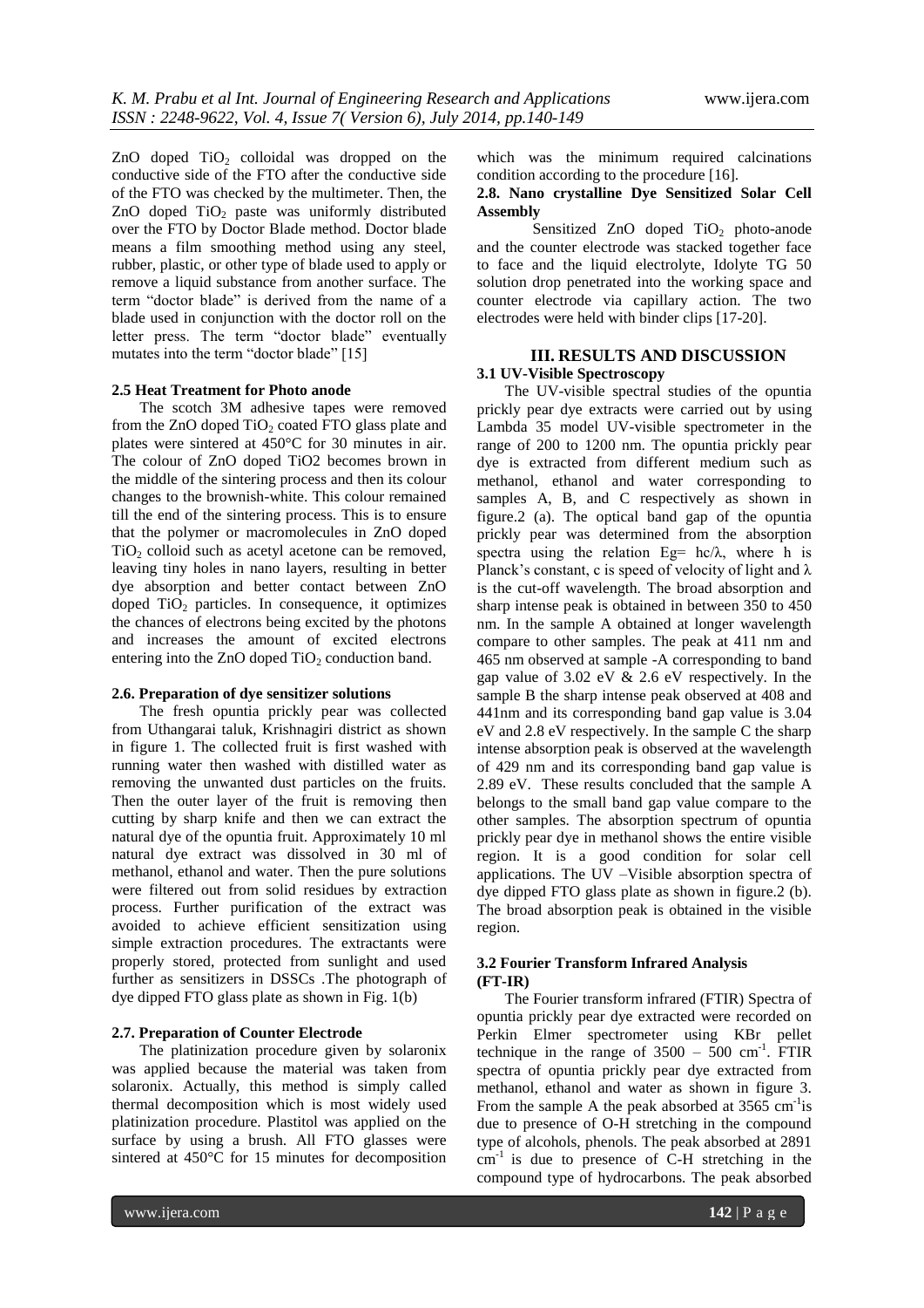ZnO doped $TiO_2$ colloidal was dropped on the conductive side of the FTO after the conductive side of the FTO was checked by the multimeter. Then, the ZnO doped $TiO_2$ paste was uniformly distributed over the FTO by Doctor Blade method. Doctor blade means a film smoothing method using any steel, rubber, plastic, or other type of blade used to apply or remove a liquid substance from another surface. The term "doctor blade" is derived from the name of a blade used in conjunction with the doctor roll on the letter press. The term "doctor blade" eventually mutates into the term "doctor blade" [15]

### 2.5 Heat Treatment for Photo anode

The scotch 3M adhesive tapes were removed from the ZnO doped $TiO_2$ coated FTO glass plate and plates were sintered at 450°C for 30 minutes in air. The colour of ZnO doped TiO2 becomes brown in the middle of the sintering process and then its colour changes to the brownish-white. This colour remained till the end of the sintering process. This is to ensure that the polymer or macromolecules in ZnO doped $TiO_2$ colloid such as acetyl acetone can be removed, leaving tiny holes in nano layers, resulting in better dye absorption and better contact between ZnO doped $TiO_2$ particles. In consequence, it optimizes the chances of electrons being excited by the photons and increases the amount of excited electrons entering into the ZnO doped $TiO_2$ conduction band.

### 2.6. Preparation of dye sensitizer solutions

The fresh opuntia prickly pear was collected from Uthangarai taluk, Krishnagiri district as shown in figure 1. The collected fruit is first washed with running water then washed with distilled water as removing the unwanted dust particles on the fruits. Then the outer layer of the fruit is removing then cutting by sharp knife and then we can extract the natural dye of the opuntia fruit. Approximately 10 ml natural dye extract was dissolved in 30 ml of methanol, ethanol and water. Then the pure solutions were filtered out from solid residues by extraction process. Further purification of the extract was avoided to achieve efficient sensitization using simple extraction procedures. The extractants were properly stored, protected from sunlight and used further as sensitizers in DSSCs .The photograph of dye dipped FTO glass plate as shown in Fig. 1(b)

### 2.7. Preparation of Counter Electrode

The platinization procedure given by solaronix was applied because the material was taken from solaronix. Actually, this method is simply called thermal decomposition which is most widely used platinization procedure. Plastitol was applied on the surface by using a brush. All FTO glasses were sintered at 450°C for 15 minutes for decomposition which was the minimum required calcinations condition according to the procedure [16].

### 2.8. Nano crystalline Dye Sensitized Solar Cell Assembly

Sensitized ZnO doped $TiO_2$ photo-anode and the counter electrode was stacked together face to face and the liquid electrolyte, Idolyte TG 50 solution drop penetrated into the working space and counter electrode via capillary action. The two electrodes were held with binder clips [17-20].

## III. RESULTS AND DISCUSSION

### 3.1 UV-Visible Spectroscopy

The UV-visible spectral studies of the opuntia prickly pear dye extracts were carried out by using Lambda 35 model UV-visible spectrometer in the range of 200 to 1200 nm. The opuntia prickly pear dye is extracted from different medium such as methanol, ethanol and water corresponding to samples A, B, and C respectively as shown in figure.2 (a). The optical band gap of the opuntia prickly pear was determined from the absorption spectra using the relation $Eg= hc/\lambda$, where h is Planck's constant, c is speed of velocity of light and $\lambda$ is the cut-off wavelength. The broad absorption and sharp intense peak is obtained in between 350 to 450 nm. In the sample A obtained at longer wavelength compare to other samples. The peak at 411 nm and 465 nm observed at sample -A corresponding to band gap value of 3.02 eV & 2.6 eV respectively. In the sample B the sharp intense peak observed at 408 and 441nm and its corresponding band gap value is 3.04 eV and 2.8 eV respectively. In the sample C the sharp intense absorption peak is observed at the wavelength of 429 nm and its corresponding band gap value is 2.89 eV. These results concluded that the sample A belongs to the small band gap value compare to the other samples. The absorption spectrum of opuntia prickly pear dye in methanol shows the entire visible region. It is a good condition for solar cell applications. The UV –Visible absorption spectra of dye dipped FTO glass plate as shown in figure.2 (b). The broad absorption peak is obtained in the visible region.

### 3.2 Fourier Transform Infrared Analysis (FT-IR)

The Fourier transform infrared (FTIR) Spectra of opuntia prickly pear dye extracted were recorded on Perkin Elmer spectrometer using KBr pellet technique in the range of 3500 – 500 $cm^{-1}$. FTIR spectra of opuntia prickly pear dye extracted from methanol, ethanol and water as shown in figure 3. From the sample A the peak absorbed at 3565 $cm^{-1}$is due to presence of O-H stretching in the compound type of alcohols, phenols. The peak absorbed at 2891 $cm^{-1}$ is due to presence of C-H stretching in the compound type of hydrocarbons. The peak absorbed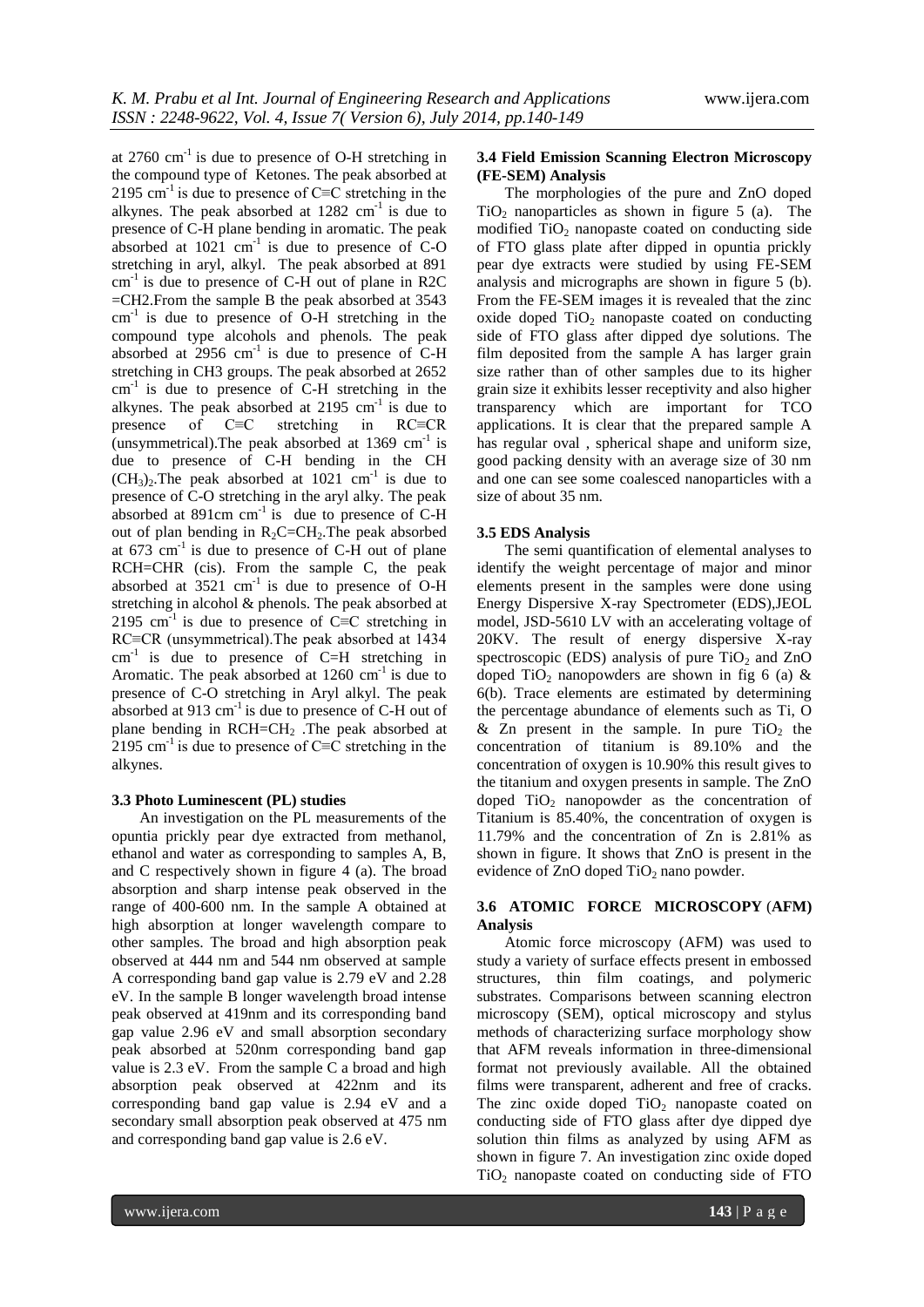at 2760 $cm^{-1}$ is due to presence of O-H stretching in the compound type of Ketones. The peak absorbed at 2195 $cm^{-1}$ is due to presence of C≡C stretching in the alkynes. The peak absorbed at 1282 $cm^{-1}$ is due to presence of C-H plane bending in aromatic. The peak absorbed at 1021 $cm^{-1}$ is due to presence of C-O stretching in aryl, alkyl. The peak absorbed at 891 $cm^{-1}$ is due to presence of C-H out of plane in R2C =CH2.From the sample B the peak absorbed at 3543 $cm^{-1}$ is due to presence of O-H stretching in the compound type alcohols and phenols. The peak absorbed at 2956 $cm^{-1}$ is due to presence of C-H stretching in CH3 groups. The peak absorbed at 2652 $cm^{-1}$ is due to presence of C-H stretching in the alkynes. The peak absorbed at 2195 $cm^{-1}$ is due to presence of C≡C stretching in RC≡CR (unsymmetrical).The peak absorbed at 1369 $cm^{-1}$ is due to presence of C-H bending in the CH $(CH_3)_2$.The peak absorbed at 1021 $cm^{-1}$ is due to presence of C-O stretching in the aryl alky. The peak absorbed at 891cm $cm^{-1}$ is due to presence of C-H out of plan bending in $R_2C{=}CH_2$.The peak absorbed at 673 $cm^{-1}$ is due to presence of C-H out of plane RCH=CHR (cis). From the sample C, the peak absorbed at 3521 $cm^{-1}$ is due to presence of O-H stretching in alcohol & phenols. The peak absorbed at 2195 $cm^{-1}$ is due to presence of C≡C stretching in RC≡CR (unsymmetrical).The peak absorbed at 1434 $cm^{-1}$ is due to presence of C=H stretching in Aromatic. The peak absorbed at 1260 $cm^{-1}$ is due to presence of C-O stretching in Aryl alkyl. The peak absorbed at 913 $cm^{-1}$ is due to presence of C-H out of plane bending in $RCH{=}CH_2$ .The peak absorbed at 2195 $cm^{-1}$ is due to presence of C≡C stretching in the alkynes.

### 3.3 Photo Luminescent (PL) studies

An investigation on the PL measurements of the opuntia prickly pear dye extracted from methanol, ethanol and water as corresponding to samples A, B, and C respectively shown in figure 4 (a). The broad absorption and sharp intense peak observed in the range of 400-600 nm. In the sample A obtained at high absorption at longer wavelength compare to other samples. The broad and high absorption peak observed at 444 nm and 544 nm observed at sample A corresponding band gap value is 2.79 eV and 2.28 eV. In the sample B longer wavelength broad intense peak observed at 419nm and its corresponding band gap value 2.96 eV and small absorption secondary peak absorbed at 520nm corresponding band gap value is 2.3 eV. From the sample C a broad and high absorption peak observed at 422nm and its corresponding band gap value is 2.94 eV and a secondary small absorption peak observed at 475 nm and corresponding band gap value is 2.6 eV.

### 3.4 Field Emission Scanning Electron Microscopy (FE-SEM) Analysis

The morphologies of the pure and ZnO doped $TiO_2$ nanoparticles as shown in figure 5 (a). The modified $TiO_2$ nanopaste coated on conducting side of FTO glass plate after dipped in opuntia prickly pear dye extracts were studied by using FE-SEM analysis and micrographs are shown in figure 5 (b). From the FE-SEM images it is revealed that the zinc oxide doped $TiO_2$ nanopaste coated on conducting side of FTO glass after dipped dye solutions. The film deposited from the sample A has larger grain size rather than of other samples due to its higher grain size it exhibits lesser receptivity and also higher transparency which are important for TCO applications. It is clear that the prepared sample A has regular oval , spherical shape and uniform size, good packing density with an average size of 30 nm and one can see some coalesced nanoparticles with a size of about 35 nm.

### 3.5 EDS Analysis

The semi quantification of elemental analyses to identify the weight percentage of major and minor elements present in the samples were done using Energy Dispersive X-ray Spectrometer (EDS),JEOL model, JSD-5610 LV with an accelerating voltage of 20KV. The result of energy dispersive X-ray spectroscopic (EDS) analysis of pure $TiO_2$ and ZnO doped $TiO_2$ nanopowders are shown in fig 6 (a) & 6(b). Trace elements are estimated by determining the percentage abundance of elements such as Ti, O & Zn present in the sample. In pure $TiO_2$ the concentration of titanium is 89.10% and the concentration of oxygen is 10.90% this result gives to the titanium and oxygen presents in sample. The ZnO doped $TiO_2$ nanopowder as the concentration of Titanium is 85.40%, the concentration of oxygen is 11.79% and the concentration of Zn is 2.81% as shown in figure. It shows that ZnO is present in the evidence of ZnO doped $TiO_2$ nano powder.

### 3.6 ATOMIC FORCE MICROSCOPY (AFM) Analysis

Atomic force microscopy (AFM) was used to study a variety of surface effects present in embossed structures, thin film coatings, and polymeric substrates. Comparisons between scanning electron microscopy (SEM), optical microscopy and stylus methods of characterizing surface morphology show that AFM reveals information in three-dimensional format not previously available. All the obtained films were transparent, adherent and free of cracks. The zinc oxide doped $TiO_2$ nanopaste coated on conducting side of FTO glass after dye dipped dye solution thin films as analyzed by using AFM as shown in figure 7. An investigation zinc oxide doped $TiO_2$ nanopaste coated on conducting side of FTO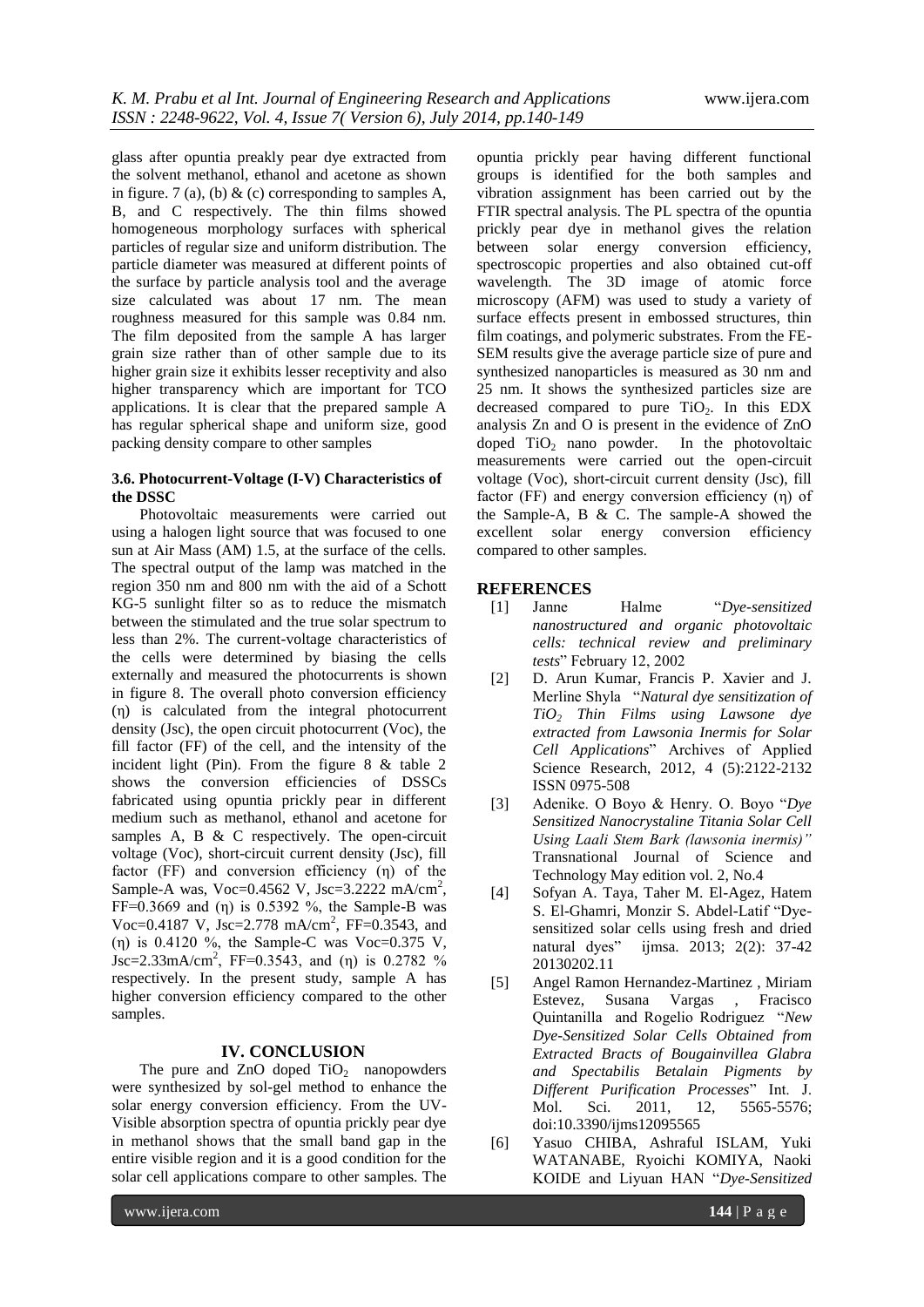glass after opuntia preakly pear dye extracted from the solvent methanol, ethanol and acetone as shown in figure. 7 (a), (b) & (c) corresponding to samples A, B, and C respectively. The thin films showed homogeneous morphology surfaces with spherical particles of regular size and uniform distribution. The particle diameter was measured at different points of the surface by particle analysis tool and the average size calculated was about 17 nm. The mean roughness measured for this sample was 0.84 nm. The film deposited from the sample A has larger grain size rather than of other sample due to its higher grain size it exhibits lesser receptivity and also higher transparency which are important for TCO applications. It is clear that the prepared sample A has regular spherical shape and uniform size, good packing density compare to other samples

### 3.6. Photocurrent-Voltage (I-V) Characteristics of the DSSC

Photovoltaic measurements were carried out using a halogen light source that was focused to one sun at Air Mass (AM) 1.5, at the surface of the cells. The spectral output of the lamp was matched in the region 350 nm and 800 nm with the aid of a Schott KG-5 sunlight filter so as to reduce the mismatch between the stimulated and the true solar spectrum to less than 2%. The current-voltage characteristics of the cells were determined by biasing the cells externally and measured the photocurrents is shown in figure 8. The overall photo conversion efficiency (η) is calculated from the integral photocurrent density (Jsc), the open circuit photocurrent (Voc), the fill factor (FF) of the cell, and the intensity of the incident light (Pin). From the figure 8 & table 2 shows the conversion efficiencies of DSSCs fabricated using opuntia prickly pear in different medium such as methanol, ethanol and acetone for samples A, B & C respectively. The open-circuit voltage (Voc), short-circuit current density (Jsc), fill factor (FF) and conversion efficiency (η) of the Sample-A was, Voc=0.4562 V, Jsc=3.2222 mA/cm$^2$, FF=0.3669 and (η) is 0.5392 %, the Sample-B was Voc=0.4187 V, Jsc=2.778 mA/cm$^2$, FF=0.3543, and (η) is 0.4120 %, the Sample-C was Voc=0.375 V, Jsc=2.33mA/cm$^2$, FF=0.3543, and (η) is 0.2782 % respectively. In the present study, sample A has higher conversion efficiency compared to the other samples.

## IV. CONCLUSION

The pure and ZnO doped $TiO_2$ nanopowders were synthesized by sol-gel method to enhance the solar energy conversion efficiency. From the UV-Visible absorption spectra of opuntia prickly pear dye in methanol shows that the small band gap in the entire visible region and it is a good condition for the solar cell applications compare to other samples. The opuntia prickly pear having different functional groups is identified for the both samples and vibration assignment has been carried out by the FTIR spectral analysis. The PL spectra of the opuntia prickly pear dye in methanol gives the relation between solar energy conversion efficiency, spectroscopic properties and also obtained cut-off wavelength. The 3D image of atomic force microscopy (AFM) was used to study a variety of surface effects present in embossed structures, thin film coatings, and polymeric substrates. From the FE-SEM results give the average particle size of pure and synthesized nanoparticles is measured as 30 nm and 25 nm. It shows the synthesized particles size are decreased compared to pure $TiO_2$. In this EDX analysis Zn and O is present in the evidence of ZnO doped $TiO_2$ nano powder. In the photovoltaic measurements were carried out the open-circuit voltage (Voc), short-circuit current density (Jsc), fill factor (FF) and energy conversion efficiency (η) of the Sample-A, B & C. The sample-A showed the excellent solar energy conversion efficiency compared to other samples.

## REFERENCES

[1] Janne Halme "*Dye-sensitized nanostructured and organic photovoltaic cells: technical review and preliminary tests*" February 12, 2002

[2] D. Arun Kumar, Francis P. Xavier and J. Merline Shyla "*Natural dye sensitization of $TiO_2$ Thin Films using Lawsone dye extracted from Lawsonia Inermis for Solar Cell Applications*" Archives of Applied Science Research, 2012, 4 (5):2122-2132 ISSN 0975-508

[3] Adenike. O Boyo & Henry. O. Boyo "*Dye Sensitized Nanocrystaline Titania Solar Cell Using Laali Stem Bark (lawsonia inermis)"* Transnational Journal of Science and Technology May edition vol. 2, No.4

[4] Sofyan A. Taya, Taher M. El-Agez, Hatem S. El-Ghamri, Monzir S. Abdel-Latif "Dye-sensitized solar cells using fresh and dried natural dyes" ijmsa. 2013; 2(2): 37-42 20130202.11

[5] Angel Ramon Hernandez-Martinez , Miriam Estevez, Susana Vargas , Fracisco Quintanilla and Rogelio Rodriguez "*New Dye-Sensitized Solar Cells Obtained from Extracted Bracts of Bougainvillea Glabra and Spectabilis Betalain Pigments by Different Purification Processes*" Int. J. Mol. Sci. 2011, 12, 5565-5576; doi:10.3390/ijms12095565

[6] Yasuo CHIBA, Ashraful ISLAM, Yuki WATANABE, Ryoichi KOMIYA, Naoki KOIDE and Liyuan HAN "*Dye-Sensitized*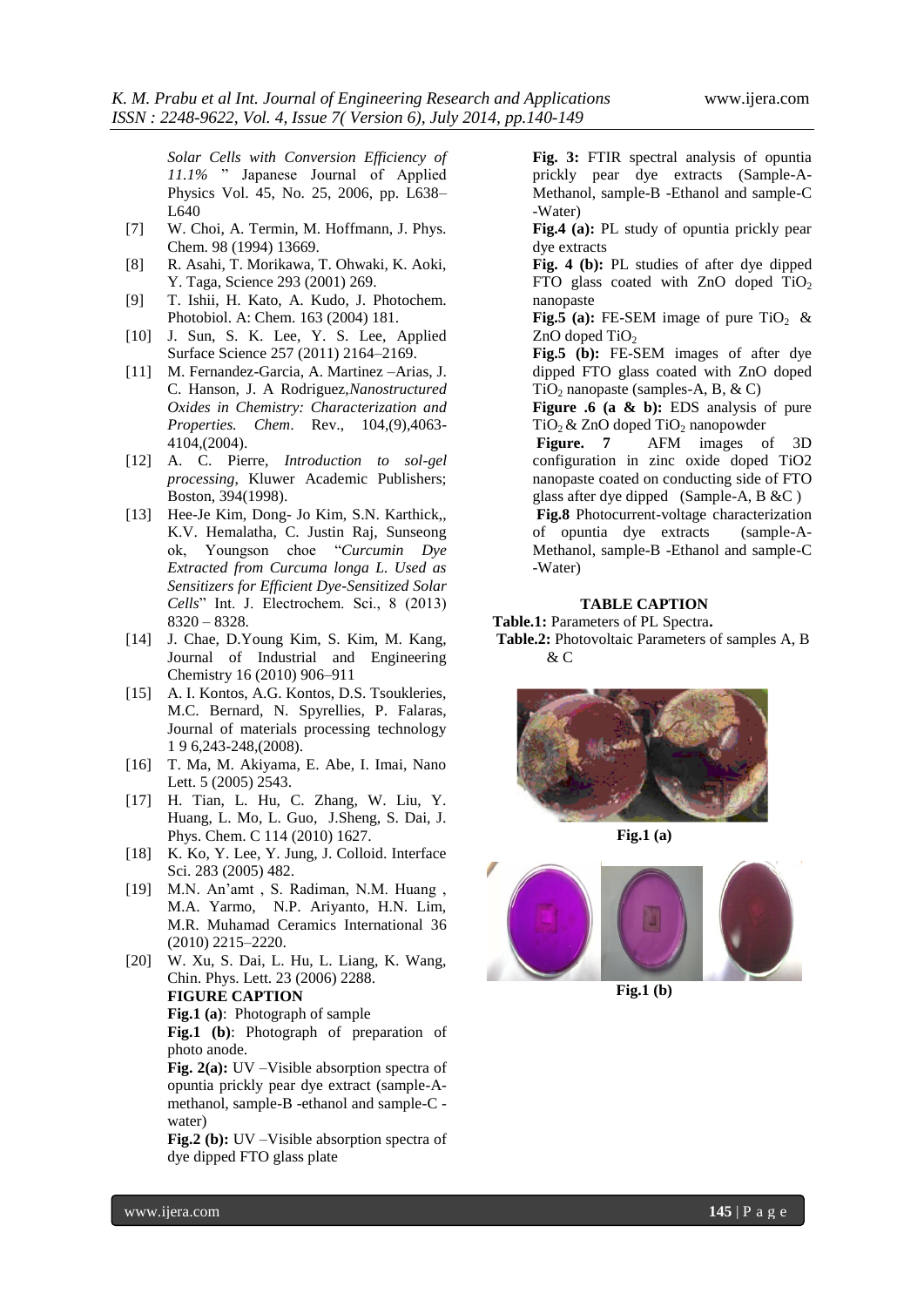*Solar Cells with Conversion Efficiency of 11.1%* " Japanese Journal of Applied Physics Vol. 45, No. 25, 2006, pp. L638–L640

[7] W. Choi, A. Termin, M. Hoffmann, J. Phys. Chem. 98 (1994) 13669.

[8] R. Asahi, T. Morikawa, T. Ohwaki, K. Aoki, Y. Taga, Science 293 (2001) 269.

[9] T. Ishii, H. Kato, A. Kudo, J. Photochem. Photobiol. A: Chem. 163 (2004) 181.

[10] J. Sun, S. K. Lee, Y. S. Lee, Applied Surface Science 257 (2011) 2164–2169.

[11] M. Fernandez-Garcia, A. Martinez –Arias, J. C. Hanson, J. A Rodriguez,*Nanostructured Oxides in Chemistry: Characterization and Properties. Chem*. Rev., 104,(9),4063-4104,(2004).

[12] A. C. Pierre, *Introduction to sol-gel processing*, Kluwer Academic Publishers; Boston, 394(1998).

[13] Hee-Je Kim, Dong- Jo Kim, S.N. Karthick,, K.V. Hemalatha, C. Justin Raj, Sunseong ok, Youngson choe "*Curcumin Dye Extracted from Curcuma longa L. Used as Sensitizers for Efficient Dye-Sensitized Solar Cells*" Int. J. Electrochem. Sci., 8 (2013) 8320 – 8328.

[14] J. Chae, D.Young Kim, S. Kim, M. Kang, Journal of Industrial and Engineering Chemistry 16 (2010) 906–911

[15] A. I. Kontos, A.G. Kontos, D.S. Tsoukleries, M.C. Bernard, N. Spyrellies, P. Falaras, Journal of materials processing technology 1 9 6,243-248,(2008).

[16] T. Ma, M. Akiyama, E. Abe, I. Imai, Nano Lett. 5 (2005) 2543.

[17] H. Tian, L. Hu, C. Zhang, W. Liu, Y. Huang, L. Mo, L. Guo, J.Sheng, S. Dai, J. Phys. Chem. C 114 (2010) 1627.

[18] K. Ko, Y. Lee, Y. Jung, J. Colloid. Interface Sci. 283 (2005) 482.

[19] M.N. An'amt , S. Radiman, N.M. Huang , M.A. Yarmo, N.P. Ariyanto, H.N. Lim, M.R. Muhamad Ceramics International 36 (2010) 2215–2220.

[20] W. Xu, S. Dai, L. Hu, L. Liang, K. Wang, Chin. Phys. Lett. 23 (2006) 2288.

**FIGURE CAPTION**

**Fig.1 (a)**: Photograph of sample

**Fig.1 (b)**: Photograph of preparation of photo anode.

**Fig. 2(a):** UV –Visible absorption spectra of opuntia prickly pear dye extract (sample-A-methanol, sample-B -ethanol and sample-C -water)

**Fig.2 (b):** UV –Visible absorption spectra of dye dipped FTO glass plate

**Fig. 3:** FTIR spectral analysis of opuntia prickly pear dye extracts (Sample-A-Methanol, sample-B -Ethanol and sample-C -Water)

**Fig.4 (a):** PL study of opuntia prickly pear dye extracts

**Fig. 4 (b):** PL studies of after dye dipped FTO glass coated with ZnO doped $TiO_2$ nanopaste

**Fig.5 (a):** FE-SEM image of pure $TiO_2$ & ZnO doped $TiO_2$

**Fig.5 (b):** FE-SEM images of after dye dipped FTO glass coated with ZnO doped $TiO_2$ nanopaste (samples-A, B, & C)

**Figure .6 (a & b):** EDS analysis of pure $TiO_2$ & ZnO doped $TiO_2$ nanopowder

**Figure. 7** AFM images of 3D configuration in zinc oxide doped TiO2 nanopaste coated on conducting side of FTO glass after dye dipped (Sample-A, B &C )

**Fig.8** Photocurrent-voltage characterization of opuntia dye extracts (sample-A-Methanol, sample-B -Ethanol and sample-C -Water)

**TABLE CAPTION**

**Table.1:** Parameters of PL Spectra**.**

**Table.2:** Photovoltaic Parameters of samples A, B & C

**Fig.1 (a)**

**Fig.1 (b)**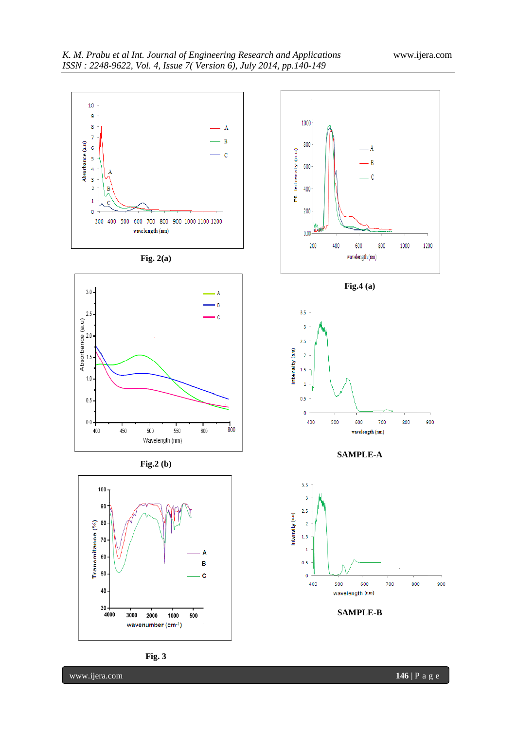Fig. 2(a)

Fig.2 (b)

Fig. 3

Fig.4 (a)

SAMPLE-A

SAMPLE-B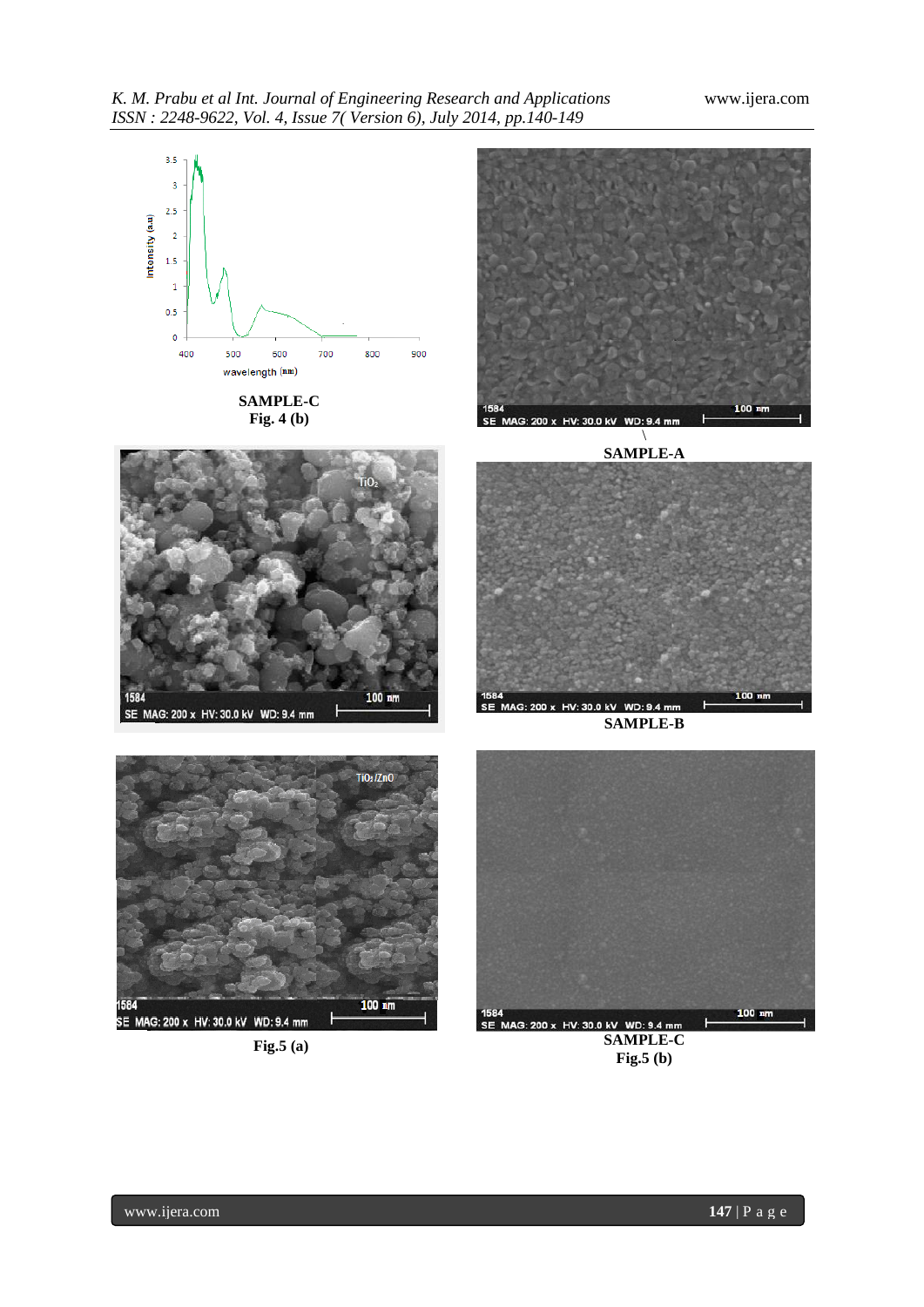SAMPLE-C
Fig. 4 (b)

SAMPLE-A

SAMPLE-B

Fig.5 (a)

SAMPLE-C
Fig.5 (b)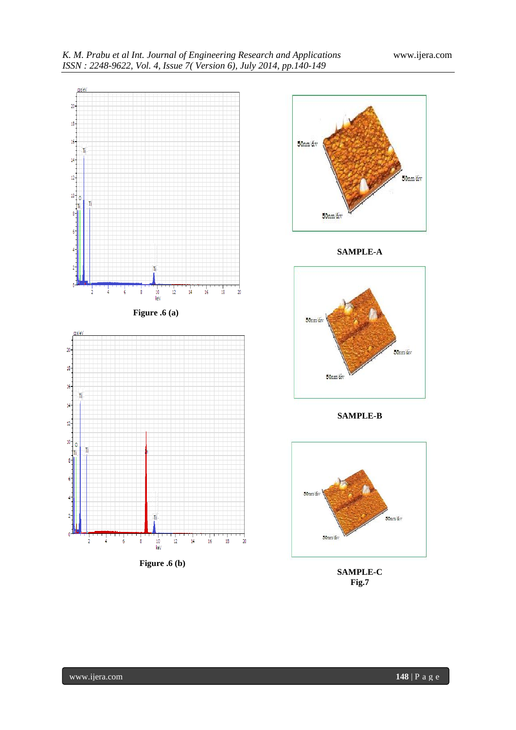Figure .6 (a)

Figure .6 (b)

SAMPLE-A

SAMPLE-B

SAMPLE-C
Fig.7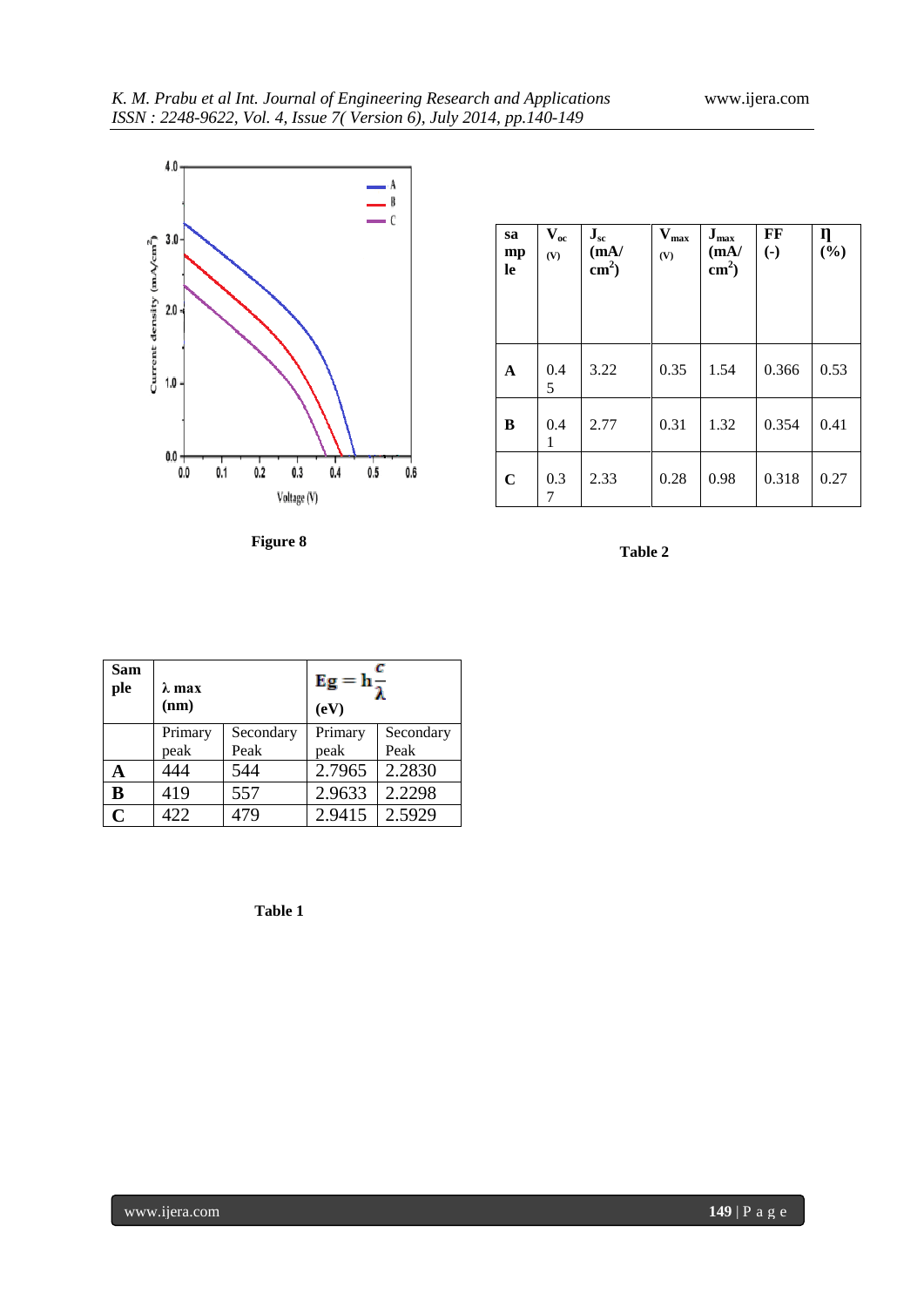4.0

3.0

2.0

1.0

0.0

0.0 0.1 0.2 0.3 0.4 0.5 0.6

Voltage (V)

Current density (mA/cm²)

A

B

C

**Figure 8**

| sample | $V_{oc}$ (V) | $J_{sc}$ (mA/cm$^2$) | $V_{max}$ (V) | $J_{max}$ (mA/cm$^2$) | FF (-) | η (%) |
|---|---|---|---|---|---|---|
| **A** | 0.45 | 3.22 | 0.35 | 1.54 | 0.366 | 0.53 |
| **B** | 0.41 | 2.77 | 0.31 | 1.32 | 0.354 | 0.41 |
| **C** | 0.37 | 2.33 | 0.28 | 0.98 | 0.318 | 0.27 |

**Table 2**

| Sample | λ max (nm) | | $Eg = h\frac{c}{\lambda}$ (eV) | |
|---|---|---|---|---|
| | Primary peak | Secondary Peak | Primary peak | Secondary Peak |
| **A** | 444 | 544 | 2.7965 | 2.2830 |
| **B** | 419 | 557 | 2.9633 | 2.2298 |
| **C** | 422 | 479 | 2.9415 | 2.5929 |

**Table 1**